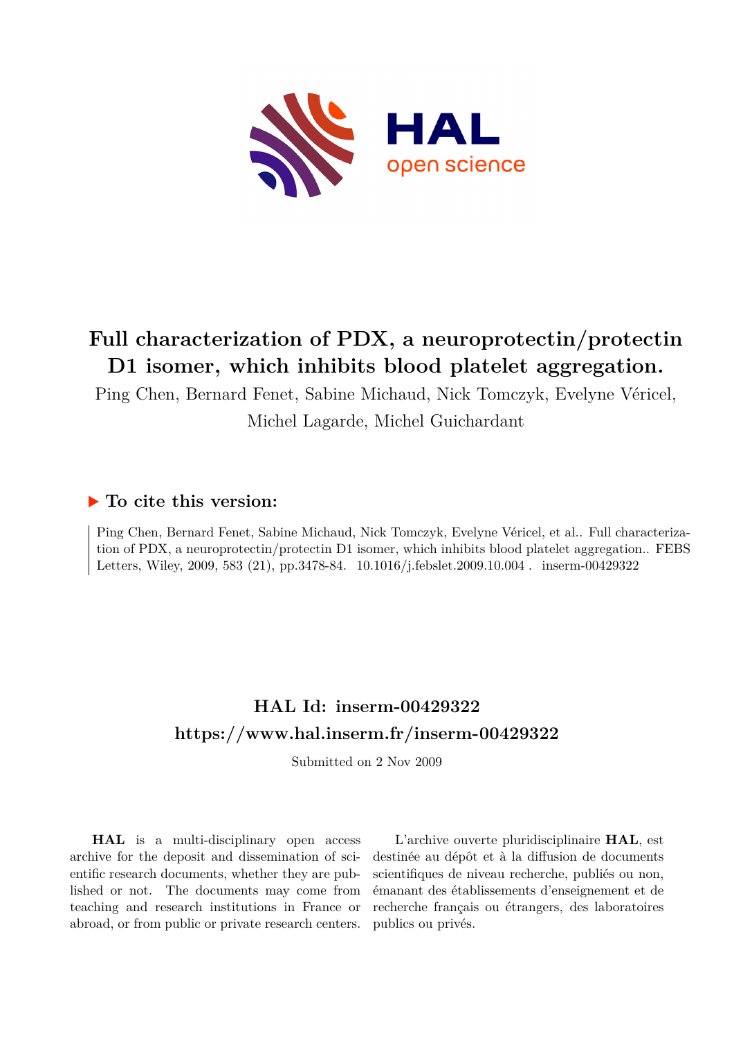# Full characterization of PDX, a neuroprotectin/protectin D1 isomer, which inhibits blood platelet aggregation.

Ping Chen, Bernard Fenet, Sabine Michaud, Nick Tomczyk, Evelyne Véricel, Michel Lagarde, Michel Guichardant

## ▶ To cite this version:

Ping Chen, Bernard Fenet, Sabine Michaud, Nick Tomczyk, Evelyne Véricel, et al.. Full characterization of PDX, a neuroprotectin/protectin D1 isomer, which inhibits blood platelet aggregation.. FEBS Letters, Wiley, 2009, 583 (21), pp.3478-84. 10.1016/j.febslet.2009.10.004 . inserm-00429322

## HAL Id: inserm-00429322

## https://www.hal.inserm.fr/inserm-00429322

Submitted on 2 Nov 2009

**HAL** is a multi-disciplinary open access archive for the deposit and dissemination of scientific research documents, whether they are published or not. The documents may come from teaching and research institutions in France or abroad, or from public or private research centers.

L'archive ouverte pluridisciplinaire **HAL**, est destinée au dépôt et à la diffusion de documents scientifiques de niveau recherche, publiés ou non, émanant des établissements d'enseignement et de recherche français ou étrangers, des laboratoires publics ou privés.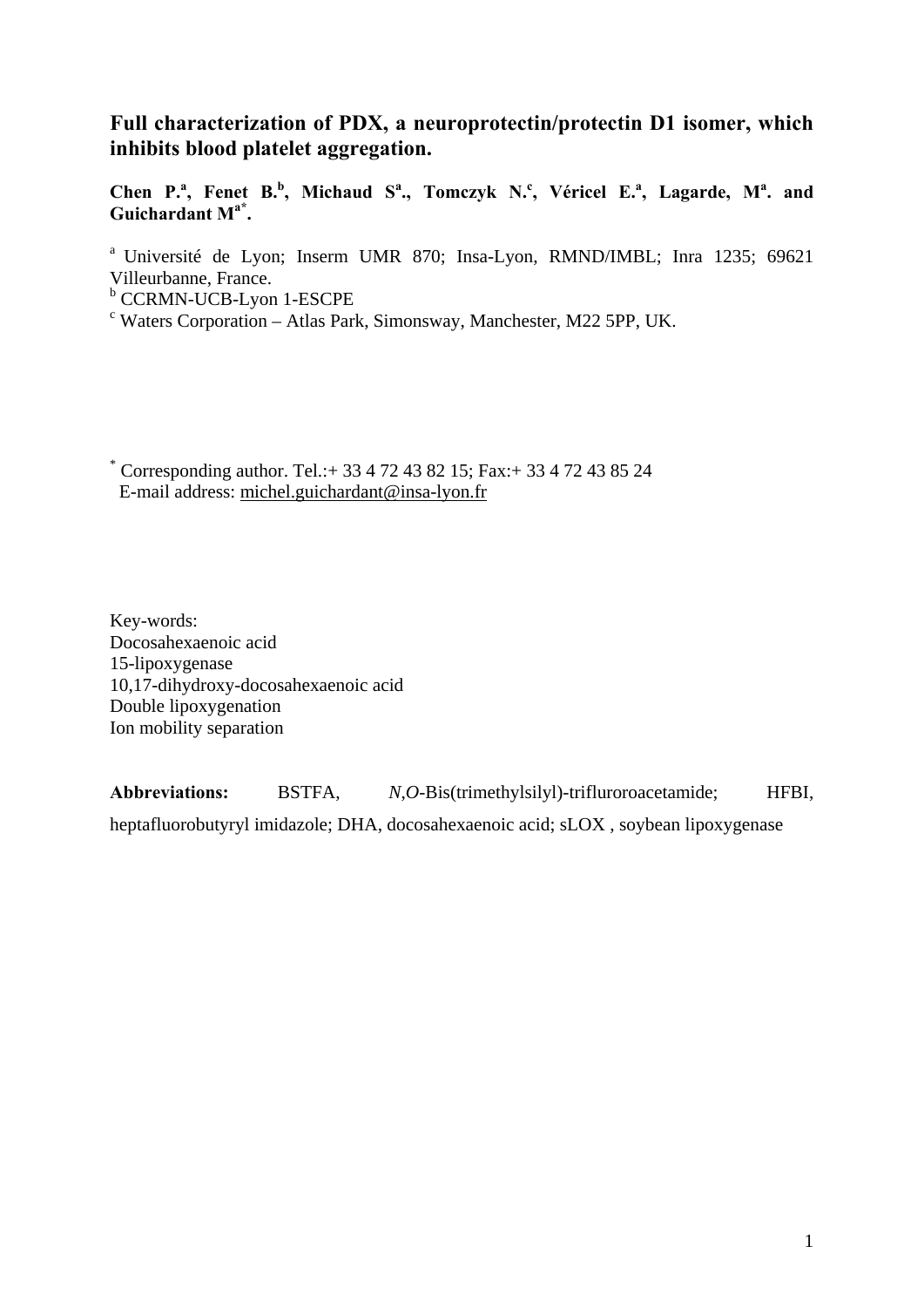# Full characterization of PDX, a neuroprotectin/protectin D1 isomer, which inhibits blood platelet aggregation.

**Chen P.[a], Fenet B.[b], Michaud S[a]., Tomczyk N.[c], Véricel E.[a], Lagarde, M[a]. and Guichardant M[a*].**

[a] Université de Lyon; Inserm UMR 870; Insa-Lyon, RMND/IMBL; Inra 1235; 69621 Villeurbanne, France.

[b] CCRMN-UCB-Lyon 1-ESCPE

[c] Waters Corporation – Atlas Park, Simonsway, Manchester, M22 5PP, UK.

[*] Corresponding author. Tel.:+ 33 4 72 43 82 15; Fax:+ 33 4 72 43 85 24
E-mail address: michel.guichardant@insa-lyon.fr

Key-words:
Docosahexaenoic acid
15-lipoxygenase
10,17-dihydroxy-docosahexaenoic acid
Double lipoxygenation
Ion mobility separation

**Abbreviations:** BSTFA, *N,O*-Bis(trimethylsilyl)-trifluroroacetamide; HFBI, heptafluorobutyryl imidazole; DHA, docosahexaenoic acid; sLOX , soybean lipoxygenase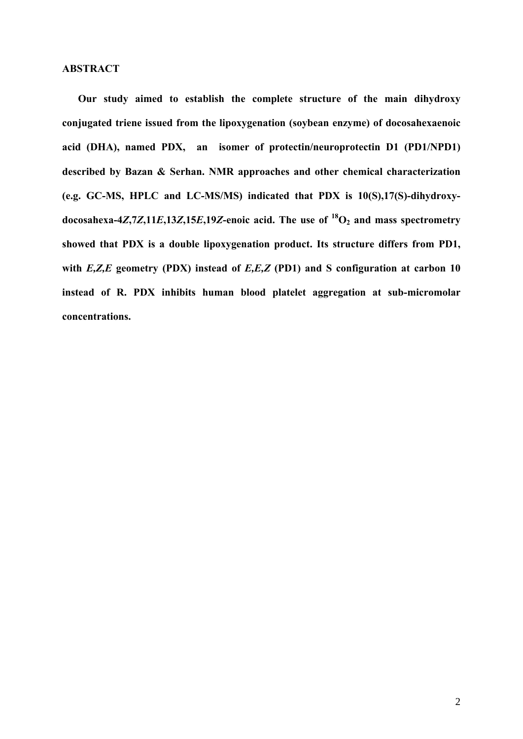## ABSTRACT

**Our study aimed to establish the complete structure of the main dihydroxy conjugated triene issued from the lipoxygenation (soybean enzyme) of docosahexaenoic acid (DHA), named PDX, an isomer of protectin/neuroprotectin D1 (PD1/NPD1) described by Bazan & Serhan. NMR approaches and other chemical characterization (e.g. GC-MS, HPLC and LC-MS/MS) indicated that PDX is 10(S),17(S)-dihydroxy-docosahexa-4*Z*,7*Z*,11*E*,13*Z*,15*E*,19*Z*-enoic acid. The use of $^{18}O_2$ and mass spectrometry showed that PDX is a double lipoxygenation product. Its structure differs from PD1, with *E,Z,E* geometry (PDX) instead of *E,E,Z* (PD1) and S configuration at carbon 10 instead of R. PDX inhibits human blood platelet aggregation at sub-micromolar concentrations.**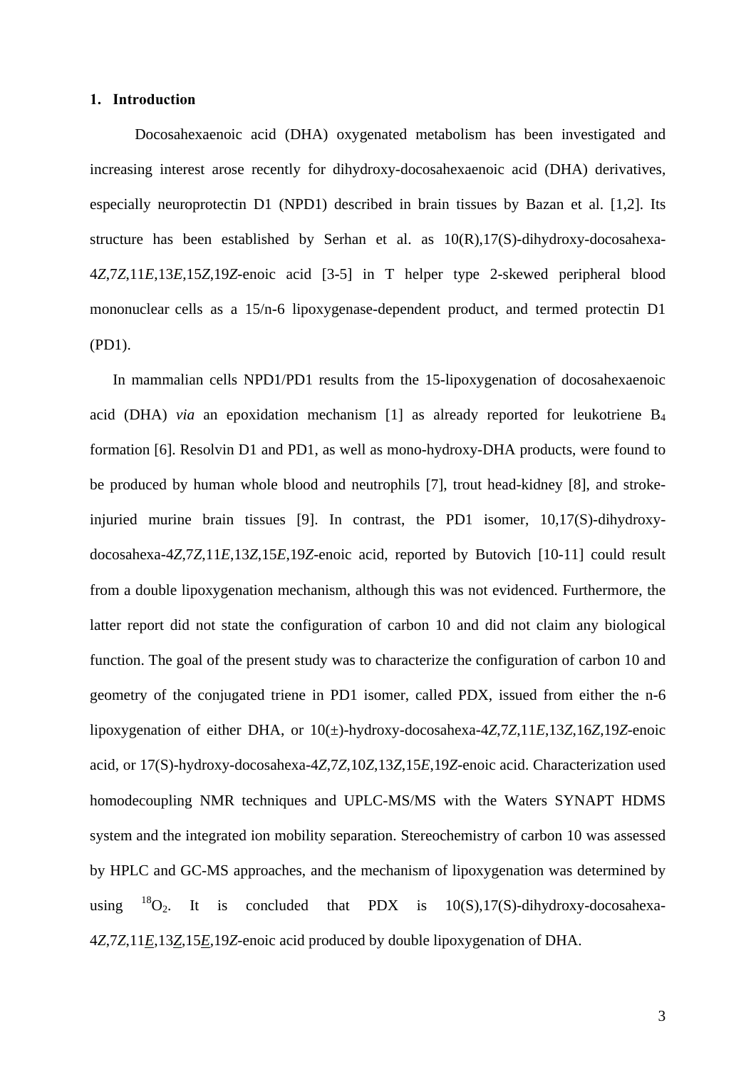## 1. Introduction

Docosahexaenoic acid (DHA) oxygenated metabolism has been investigated and increasing interest arose recently for dihydroxy-docosahexaenoic acid (DHA) derivatives, especially neuroprotectin D1 (NPD1) described in brain tissues by Bazan et al. [1,2]. Its structure has been established by Serhan et al. as 10(R),17(S)-dihydroxy-docosahexa-4*Z*,7*Z*,11*E*,13*E*,15*Z*,19*Z*-enoic acid [3-5] in T helper type 2-skewed peripheral blood mononuclear cells as a 15/n-6 lipoxygenase-dependent product, and termed protectin D1 (PD1).

In mammalian cells NPD1/PD1 results from the 15-lipoxygenation of docosahexaenoic acid (DHA) *via* an epoxidation mechanism [1] as already reported for leukotriene $B_4$ formation [6]. Resolvin D1 and PD1, as well as mono-hydroxy-DHA products, were found to be produced by human whole blood and neutrophils [7], trout head-kidney [8], and stroke-injuried murine brain tissues [9]. In contrast, the PD1 isomer, 10,17(S)-dihydroxy-docosahexa-4*Z*,7*Z*,11*E*,13*Z*,15*E*,19*Z*-enoic acid, reported by Butovich [10-11] could result from a double lipoxygenation mechanism, although this was not evidenced. Furthermore, the latter report did not state the configuration of carbon 10 and did not claim any biological function. The goal of the present study was to characterize the configuration of carbon 10 and geometry of the conjugated triene in PD1 isomer, called PDX, issued from either the n-6 lipoxygenation of either DHA, or 10(±)-hydroxy-docosahexa-4*Z*,7*Z*,11*E*,13*Z*,16*Z*,19*Z*-enoic acid, or 17(S)-hydroxy-docosahexa-4*Z*,7*Z*,10*Z*,13*Z*,15*E*,19*Z*-enoic acid. Characterization used homodecoupling NMR techniques and UPLC-MS/MS with the Waters SYNAPT HDMS system and the integrated ion mobility separation. Stereochemistry of carbon 10 was assessed by HPLC and GC-MS approaches, and the mechanism of lipoxygenation was determined by using $^{18}O_2$. It is concluded that PDX is 10(S),17(S)-dihydroxy-docosahexa-4*Z*,7*Z*,11*E*,13*Z*,15*E*,19*Z*-enoic acid produced by double lipoxygenation of DHA.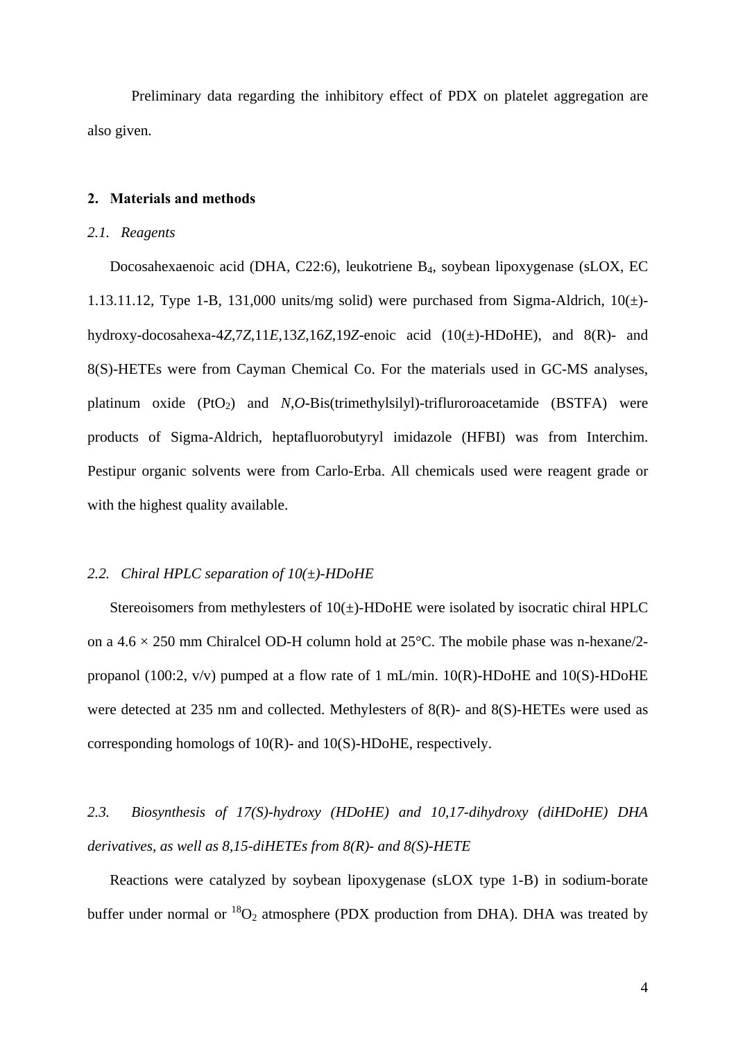Preliminary data regarding the inhibitory effect of PDX on platelet aggregation are also given.

## 2. Materials and methods

### *2.1. Reagents*

Docosahexaenoic acid (DHA, C22:6), leukotriene $B_4$, soybean lipoxygenase (sLOX, EC 1.13.11.12, Type 1-B, 131,000 units/mg solid) were purchased from Sigma-Aldrich, 10(±)-hydroxy-docosahexa-4*Z*,7*Z*,11*E*,13*Z*,16*Z*,19*Z*-enoic acid (10(±)-HDoHE), and 8(R)- and 8(S)-HETEs were from Cayman Chemical Co. For the materials used in GC-MS analyses, platinum oxide ($PtO_2$) and *N*,*O*-Bis(trimethylsilyl)-trifluroroacetamide (BSTFA) were products of Sigma-Aldrich, heptafluorobutyryl imidazole (HFBI) was from Interchim. Pestipur organic solvents were from Carlo-Erba. All chemicals used were reagent grade or with the highest quality available.

### *2.2. Chiral HPLC separation of 10(±)-HDoHE*

Stereoisomers from methylesters of 10(±)-HDoHE were isolated by isocratic chiral HPLC on a 4.6 × 250 mm Chiralcel OD-H column hold at 25°C. The mobile phase was n-hexane/2-propanol (100:2, v/v) pumped at a flow rate of 1 mL/min. 10(R)-HDoHE and 10(S)-HDoHE were detected at 235 nm and collected. Methylesters of 8(R)- and 8(S)-HETEs were used as corresponding homologs of 10(R)- and 10(S)-HDoHE, respectively.

### *2.3. Biosynthesis of 17(S)-hydroxy (HDoHE) and 10,17-dihydroxy (diHDoHE) DHA derivatives, as well as 8,15-diHETEs from 8(R)- and 8(S)-HETE*

Reactions were catalyzed by soybean lipoxygenase (sLOX type 1-B) in sodium-borate buffer under normal or $^{18}O_2$ atmosphere (PDX production from DHA). DHA was treated by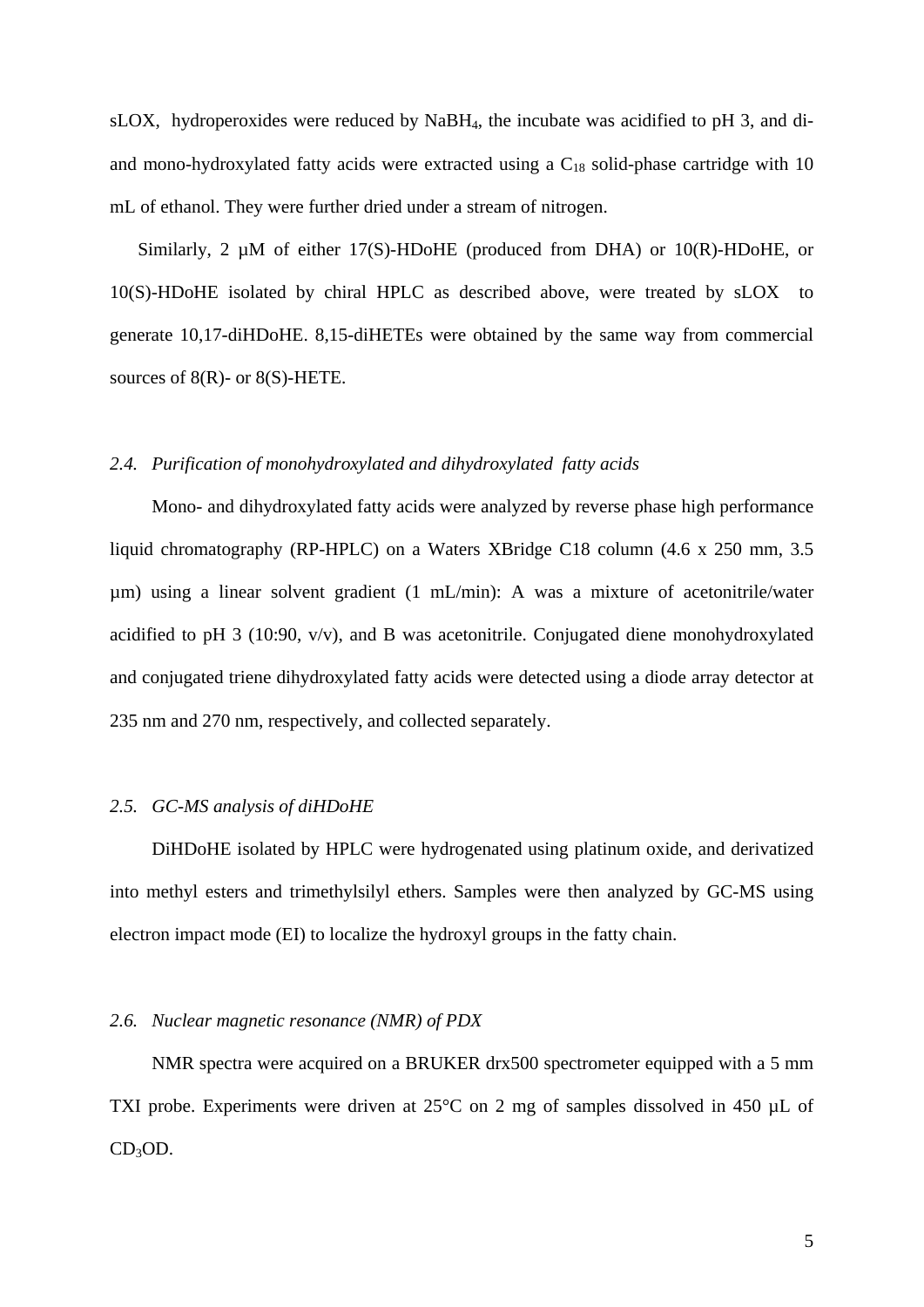sLOX, hydroperoxides were reduced by $NaBH_4$, the incubate was acidified to pH 3, and di- and mono-hydroxylated fatty acids were extracted using a $C_{18}$ solid-phase cartridge with 10 mL of ethanol. They were further dried under a stream of nitrogen.

Similarly, 2 µM of either 17(S)-HDoHE (produced from DHA) or 10(R)-HDoHE, or 10(S)-HDoHE isolated by chiral HPLC as described above, were treated by sLOX to generate 10,17-diHDoHE. 8,15-diHETEs were obtained by the same way from commercial sources of 8(R)- or 8(S)-HETE.

### *2.4. Purification of monohydroxylated and dihydroxylated fatty acids*

Mono- and dihydroxylated fatty acids were analyzed by reverse phase high performance liquid chromatography (RP-HPLC) on a Waters XBridge C18 column (4.6 x 250 mm, 3.5 µm) using a linear solvent gradient (1 mL/min): A was a mixture of acetonitrile/water acidified to pH 3 (10:90, v/v), and B was acetonitrile. Conjugated diene monohydroxylated and conjugated triene dihydroxylated fatty acids were detected using a diode array detector at 235 nm and 270 nm, respectively, and collected separately.

### *2.5. GC-MS analysis of diHDoHE*

DiHDoHE isolated by HPLC were hydrogenated using platinum oxide, and derivatized into methyl esters and trimethylsilyl ethers. Samples were then analyzed by GC-MS using electron impact mode (EI) to localize the hydroxyl groups in the fatty chain.

### *2.6. Nuclear magnetic resonance (NMR) of PDX*

NMR spectra were acquired on a BRUKER drx500 spectrometer equipped with a 5 mm TXI probe. Experiments were driven at 25°C on 2 mg of samples dissolved in 450 µL of $CD_3OD$.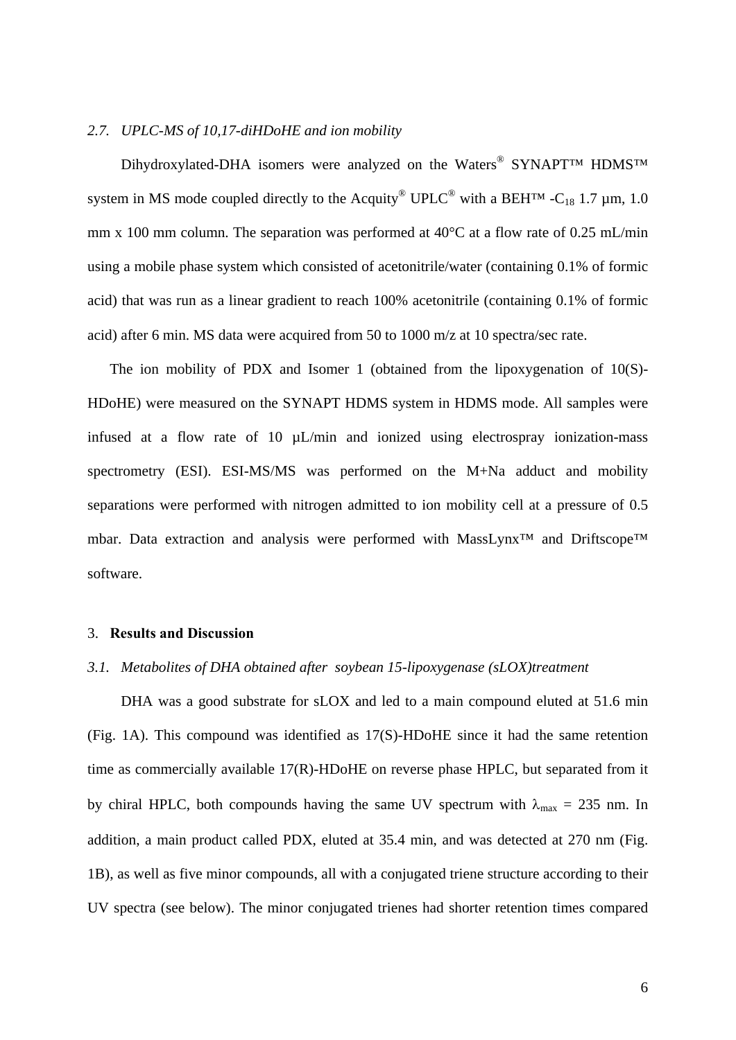### *2.7. UPLC-MS of 10,17-diHDoHE and ion mobility*

Dihydroxylated-DHA isomers were analyzed on the Waters® SYNAPT™ HDMS™ system in MS mode coupled directly to the Acquity® UPLC® with a BEH™ -$C_{18}$ 1.7 µm, 1.0 mm x 100 mm column. The separation was performed at 40°C at a flow rate of 0.25 mL/min using a mobile phase system which consisted of acetonitrile/water (containing 0.1% of formic acid) that was run as a linear gradient to reach 100% acetonitrile (containing 0.1% of formic acid) after 6 min. MS data were acquired from 50 to 1000 m/z at 10 spectra/sec rate.

The ion mobility of PDX and Isomer 1 (obtained from the lipoxygenation of 10(S)-HDoHE) were measured on the SYNAPT HDMS system in HDMS mode. All samples were infused at a flow rate of 10 µL/min and ionized using electrospray ionization-mass spectrometry (ESI). ESI-MS/MS was performed on the M+Na adduct and mobility separations were performed with nitrogen admitted to ion mobility cell at a pressure of 0.5 mbar. Data extraction and analysis were performed with MassLynx™ and Driftscope™ software.

## 3. **Results and Discussion**

### *3.1. Metabolites of DHA obtained after soybean 15-lipoxygenase (sLOX)treatment*

DHA was a good substrate for sLOX and led to a main compound eluted at 51.6 min (Fig. 1A). This compound was identified as 17(S)-HDoHE since it had the same retention time as commercially available 17(R)-HDoHE on reverse phase HPLC, but separated from it by chiral HPLC, both compounds having the same UV spectrum with $\lambda_{max}$ = 235 nm. In addition, a main product called PDX, eluted at 35.4 min, and was detected at 270 nm (Fig. 1B), as well as five minor compounds, all with a conjugated triene structure according to their UV spectra (see below). The minor conjugated trienes had shorter retention times compared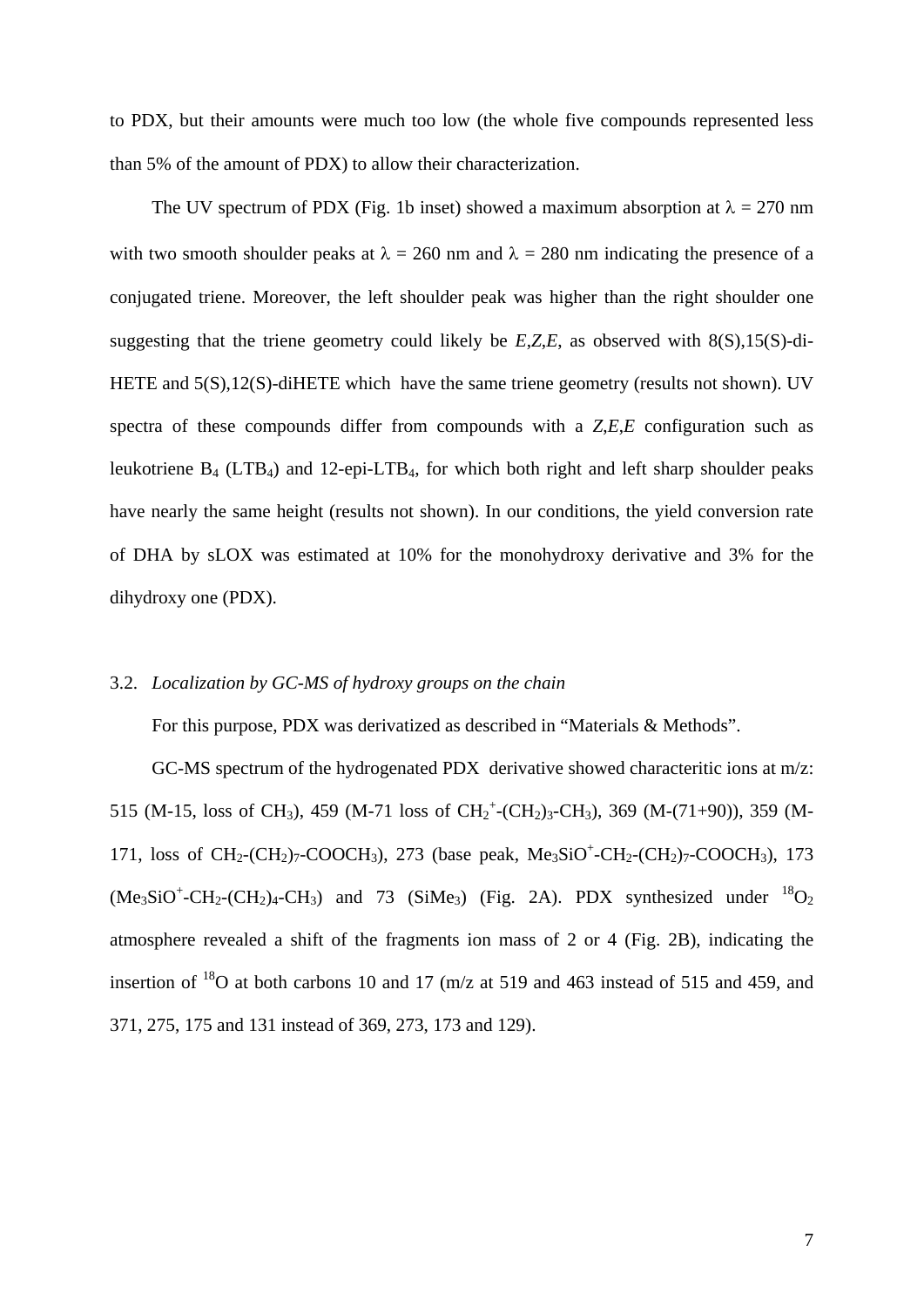to PDX, but their amounts were much too low (the whole five compounds represented less than 5% of the amount of PDX) to allow their characterization.

The UV spectrum of PDX (Fig. 1b inset) showed a maximum absorption at $\lambda$ = 270 nm with two smooth shoulder peaks at $\lambda$ = 260 nm and $\lambda$ = 280 nm indicating the presence of a conjugated triene. Moreover, the left shoulder peak was higher than the right shoulder one suggesting that the triene geometry could likely be *E,Z,E*, as observed with 8(S),15(S)-di-HETE and 5(S),12(S)-diHETE which have the same triene geometry (results not shown). UV spectra of these compounds differ from compounds with a *Z,E,E* configuration such as leukotriene $B_4$ ($LTB_4$) and 12-epi-$LTB_4$, for which both right and left sharp shoulder peaks have nearly the same height (results not shown). In our conditions, the yield conversion rate of DHA by sLOX was estimated at 10% for the monohydroxy derivative and 3% for the dihydroxy one (PDX).

### 3.2. *Localization by GC-MS of hydroxy groups on the chain*

For this purpose, PDX was derivatized as described in "Materials & Methods".

GC-MS spectrum of the hydrogenated PDX derivative showed characteritic ions at m/z: 515 (M-15, loss of $CH_3$), 459 (M-71 loss of $CH_2^+$-$(CH_2)_3$-$CH_3$), 369 (M-(71+90)), 359 (M-171, loss of $CH_2$-$(CH_2)_7$-$COOCH_3$), 273 (base peak, $Me_3SiO^+$-$CH_2$-$(CH_2)_7$-$COOCH_3$), 173 ($Me_3SiO^+$-$CH_2$-$(CH_2)_4$-$CH_3$) and 73 ($SiMe_3$) (Fig. 2A). PDX synthesized under $^{18}O_2$ atmosphere revealed a shift of the fragments ion mass of 2 or 4 (Fig. 2B), indicating the insertion of $^{18}O$ at both carbons 10 and 17 (m/z at 519 and 463 instead of 515 and 459, and 371, 275, 175 and 131 instead of 369, 273, 173 and 129).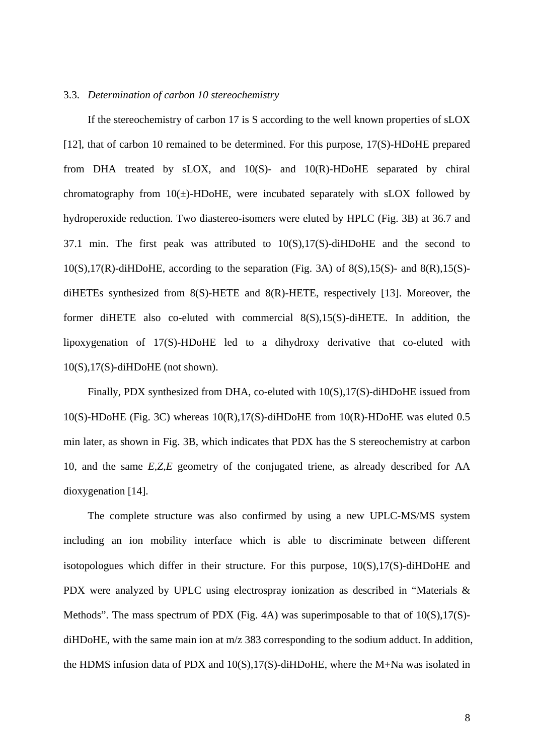### 3.3. *Determination of carbon 10 stereochemistry*

If the stereochemistry of carbon 17 is S according to the well known properties of sLOX [12], that of carbon 10 remained to be determined. For this purpose, 17(S)-HDoHE prepared from DHA treated by sLOX, and 10(S)- and 10(R)-HDoHE separated by chiral chromatography from 10(±)-HDoHE, were incubated separately with sLOX followed by hydroperoxide reduction. Two diastereo-isomers were eluted by HPLC (Fig. 3B) at 36.7 and 37.1 min. The first peak was attributed to 10(S),17(S)-diHDoHE and the second to 10(S),17(R)-diHDoHE, according to the separation (Fig. 3A) of 8(S),15(S)- and 8(R),15(S)-diHETEs synthesized from 8(S)-HETE and 8(R)-HETE, respectively [13]. Moreover, the former diHETE also co-eluted with commercial 8(S),15(S)-diHETE. In addition, the lipoxygenation of 17(S)-HDoHE led to a dihydroxy derivative that co-eluted with 10(S),17(S)-diHDoHE (not shown).

Finally, PDX synthesized from DHA, co-eluted with 10(S),17(S)-diHDoHE issued from 10(S)-HDoHE (Fig. 3C) whereas 10(R),17(S)-diHDoHE from 10(R)-HDoHE was eluted 0.5 min later, as shown in Fig. 3B, which indicates that PDX has the S stereochemistry at carbon 10, and the same *E*,*Z*,*E* geometry of the conjugated triene, as already described for AA dioxygenation [14].

The complete structure was also confirmed by using a new UPLC-MS/MS system including an ion mobility interface which is able to discriminate between different isotopologues which differ in their structure. For this purpose, 10(S),17(S)-diHDoHE and PDX were analyzed by UPLC using electrospray ionization as described in "Materials & Methods". The mass spectrum of PDX (Fig. 4A) was superimposable to that of 10(S),17(S)-diHDoHE, with the same main ion at m/z 383 corresponding to the sodium adduct. In addition, the HDMS infusion data of PDX and 10(S),17(S)-diHDoHE, where the M+Na was isolated in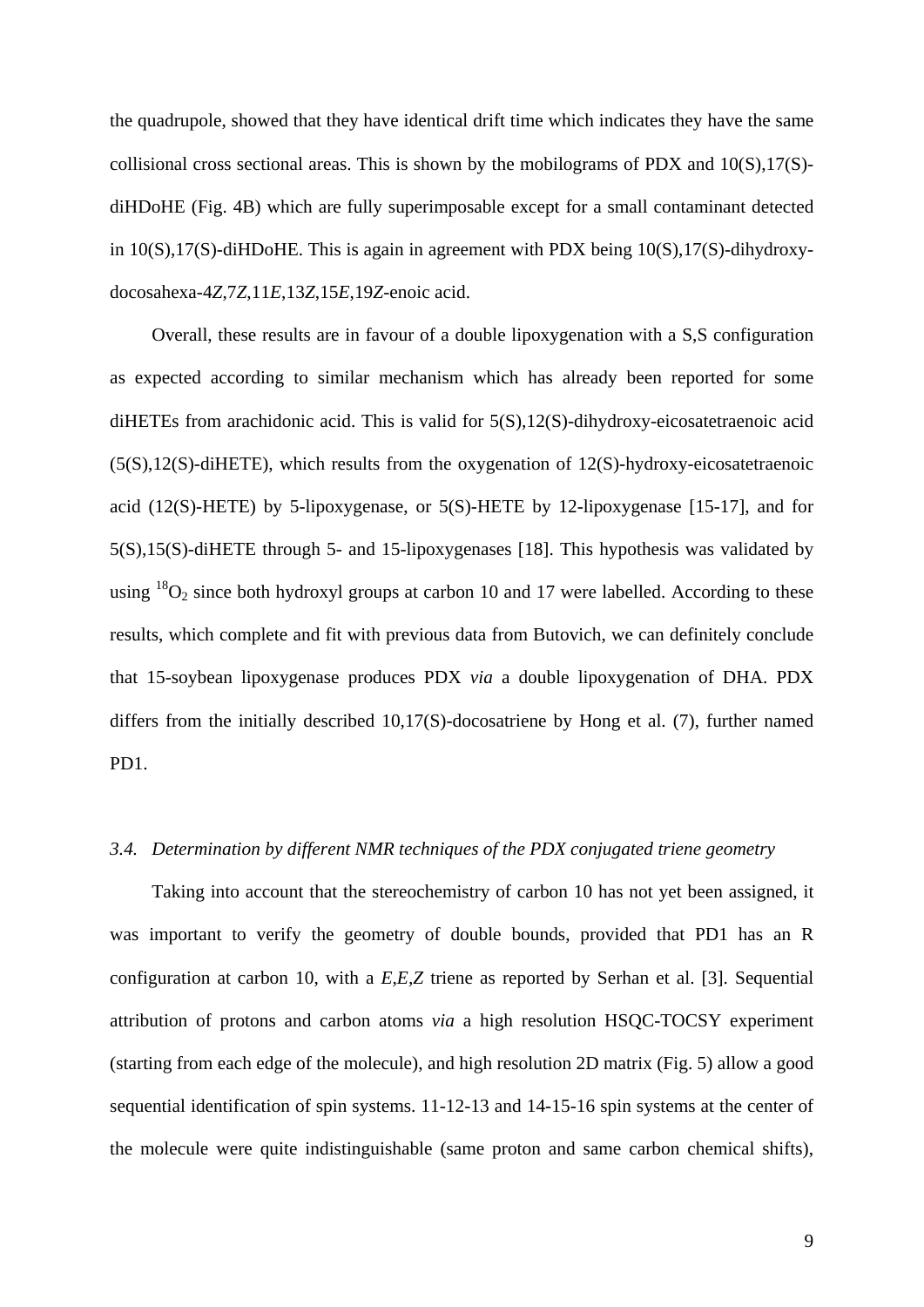the quadrupole, showed that they have identical drift time which indicates they have the same collisional cross sectional areas. This is shown by the mobilograms of PDX and 10(S),17(S)-diHDoHE (Fig. 4B) which are fully superimposable except for a small contaminant detected in 10(S),17(S)-diHDoHE. This is again in agreement with PDX being 10(S),17(S)-dihydroxy-docosahexa-4*Z*,7*Z*,11*E*,13*Z*,15*E*,19*Z*-enoic acid.

Overall, these results are in favour of a double lipoxygenation with a S,S configuration as expected according to similar mechanism which has already been reported for some diHETEs from arachidonic acid. This is valid for 5(S),12(S)-dihydroxy-eicosatetraenoic acid (5(S),12(S)-diHETE), which results from the oxygenation of 12(S)-hydroxy-eicosatetraenoic acid (12(S)-HETE) by 5-lipoxygenase, or 5(S)-HETE by 12-lipoxygenase [15-17], and for 5(S),15(S)-diHETE through 5- and 15-lipoxygenases [18]. This hypothesis was validated by using $^{18}O_2$ since both hydroxyl groups at carbon 10 and 17 were labelled. According to these results, which complete and fit with previous data from Butovich, we can definitely conclude that 15-soybean lipoxygenase produces PDX *via* a double lipoxygenation of DHA. PDX differs from the initially described 10,17(S)-docosatriene by Hong et al. (7), further named PD1.

### *3.4. Determination by different NMR techniques of the PDX conjugated triene geometry*

Taking into account that the stereochemistry of carbon 10 has not yet been assigned, it was important to verify the geometry of double bounds, provided that PD1 has an R configuration at carbon 10, with a *E,E,Z* triene as reported by Serhan et al. [3]. Sequential attribution of protons and carbon atoms *via* a high resolution HSQC-TOCSY experiment (starting from each edge of the molecule), and high resolution 2D matrix (Fig. 5) allow a good sequential identification of spin systems. 11-12-13 and 14-15-16 spin systems at the center of the molecule were quite indistinguishable (same proton and same carbon chemical shifts),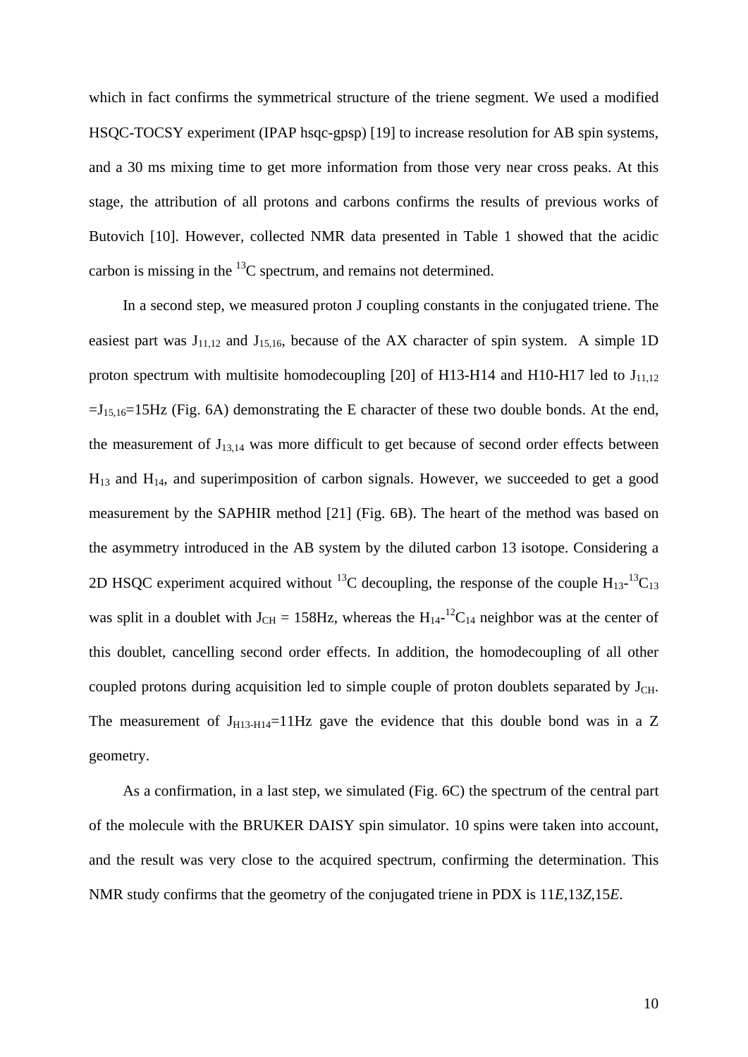which in fact confirms the symmetrical structure of the triene segment. We used a modified HSQC-TOCSY experiment (IPAP hsqc-gpsp) [19] to increase resolution for AB spin systems, and a 30 ms mixing time to get more information from those very near cross peaks. At this stage, the attribution of all protons and carbons confirms the results of previous works of Butovich [10]. However, collected NMR data presented in Table 1 showed that the acidic carbon is missing in the $^{13}C$ spectrum, and remains not determined.

In a second step, we measured proton J coupling constants in the conjugated triene. The easiest part was $J_{11,12}$ and $J_{15,16}$, because of the AX character of spin system. A simple 1D proton spectrum with multisite homodecoupling [20] of H13-H14 and H10-H17 led to $J_{11,12} = J_{15,16} = 15Hz$ (Fig. 6A) demonstrating the E character of these two double bonds. At the end, the measurement of $J_{13,14}$ was more difficult to get because of second order effects between $H_{13}$ and $H_{14}$, and superimposition of carbon signals. However, we succeeded to get a good measurement by the SAPHIR method [21] (Fig. 6B). The heart of the method was based on the asymmetry introduced in the AB system by the diluted carbon 13 isotope. Considering a 2D HSQC experiment acquired without $^{13}C$ decoupling, the response of the couple $H_{13}$-$^{13}C_{13}$ was split in a doublet with $J_{CH} = 158Hz$, whereas the $H_{14}$-$^{12}C_{14}$ neighbor was at the center of this doublet, cancelling second order effects. In addition, the homodecoupling of all other coupled protons during acquisition led to simple couple of proton doublets separated by $J_{CH}$. The measurement of $J_{H13\text{-}H14} = 11Hz$ gave the evidence that this double bond was in a Z geometry.

As a confirmation, in a last step, we simulated (Fig. 6C) the spectrum of the central part of the molecule with the BRUKER DAISY spin simulator. 10 spins were taken into account, and the result was very close to the acquired spectrum, confirming the determination. This NMR study confirms that the geometry of the conjugated triene in PDX is 11*E*,13*Z*,15*E*.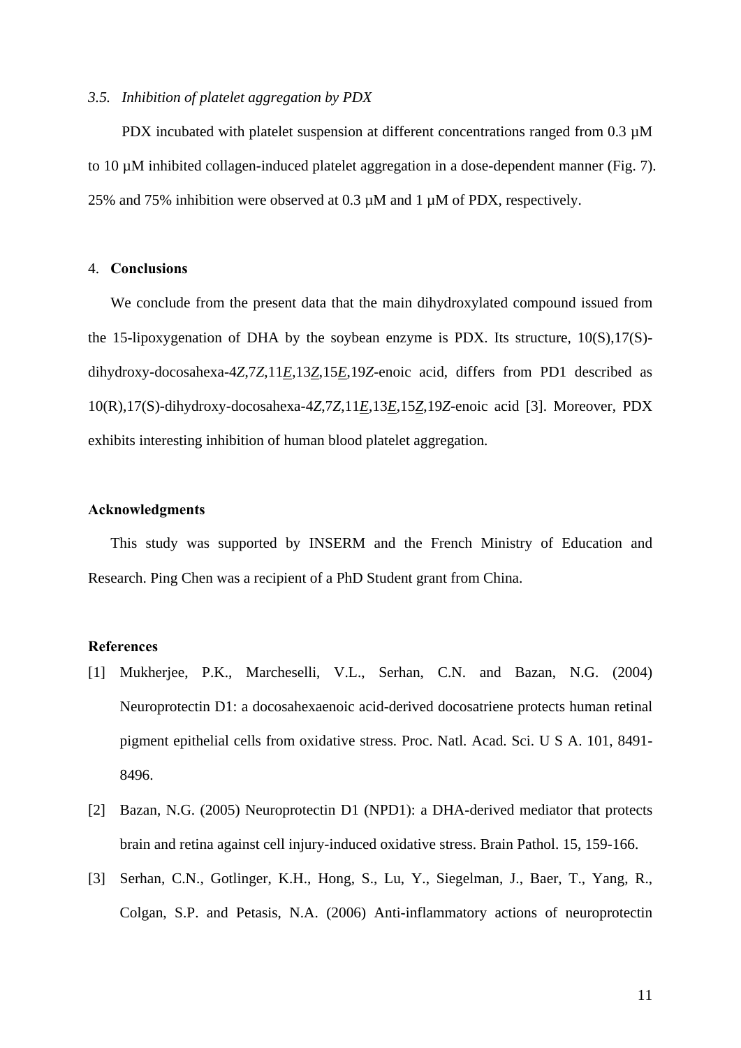### *3.5. Inhibition of platelet aggregation by PDX*

PDX incubated with platelet suspension at different concentrations ranged from 0.3 µM to 10 µM inhibited collagen-induced platelet aggregation in a dose-dependent manner (Fig. 7). 25% and 75% inhibition were observed at 0.3 µM and 1 µM of PDX, respectively.

## 4. **Conclusions**

We conclude from the present data that the main dihydroxylated compound issued from the 15-lipoxygenation of DHA by the soybean enzyme is PDX. Its structure, 10(S),17(S)-dihydroxy-docosahexa-4*Z*,7*Z*,11*E*,13*Z*,15*E*,19*Z*-enoic acid, differs from PD1 described as 10(R),17(S)-dihydroxy-docosahexa-4*Z*,7*Z*,11*E*,13*E*,15*Z*,19*Z*-enoic acid [3]. Moreover, PDX exhibits interesting inhibition of human blood platelet aggregation.

## **Acknowledgments**

This study was supported by INSERM and the French Ministry of Education and Research. Ping Chen was a recipient of a PhD Student grant from China.

## **References**

[1] Mukherjee, P.K., Marcheselli, V.L., Serhan, C.N. and Bazan, N.G. (2004) Neuroprotectin D1: a docosahexaenoic acid-derived docosatriene protects human retinal pigment epithelial cells from oxidative stress. Proc. Natl. Acad. Sci. U S A. 101, 8491-8496.

[2] Bazan, N.G. (2005) Neuroprotectin D1 (NPD1): a DHA-derived mediator that protects brain and retina against cell injury-induced oxidative stress. Brain Pathol. 15, 159-166.

[3] Serhan, C.N., Gotlinger, K.H., Hong, S., Lu, Y., Siegelman, J., Baer, T., Yang, R., Colgan, S.P. and Petasis, N.A. (2006) Anti-inflammatory actions of neuroprotectin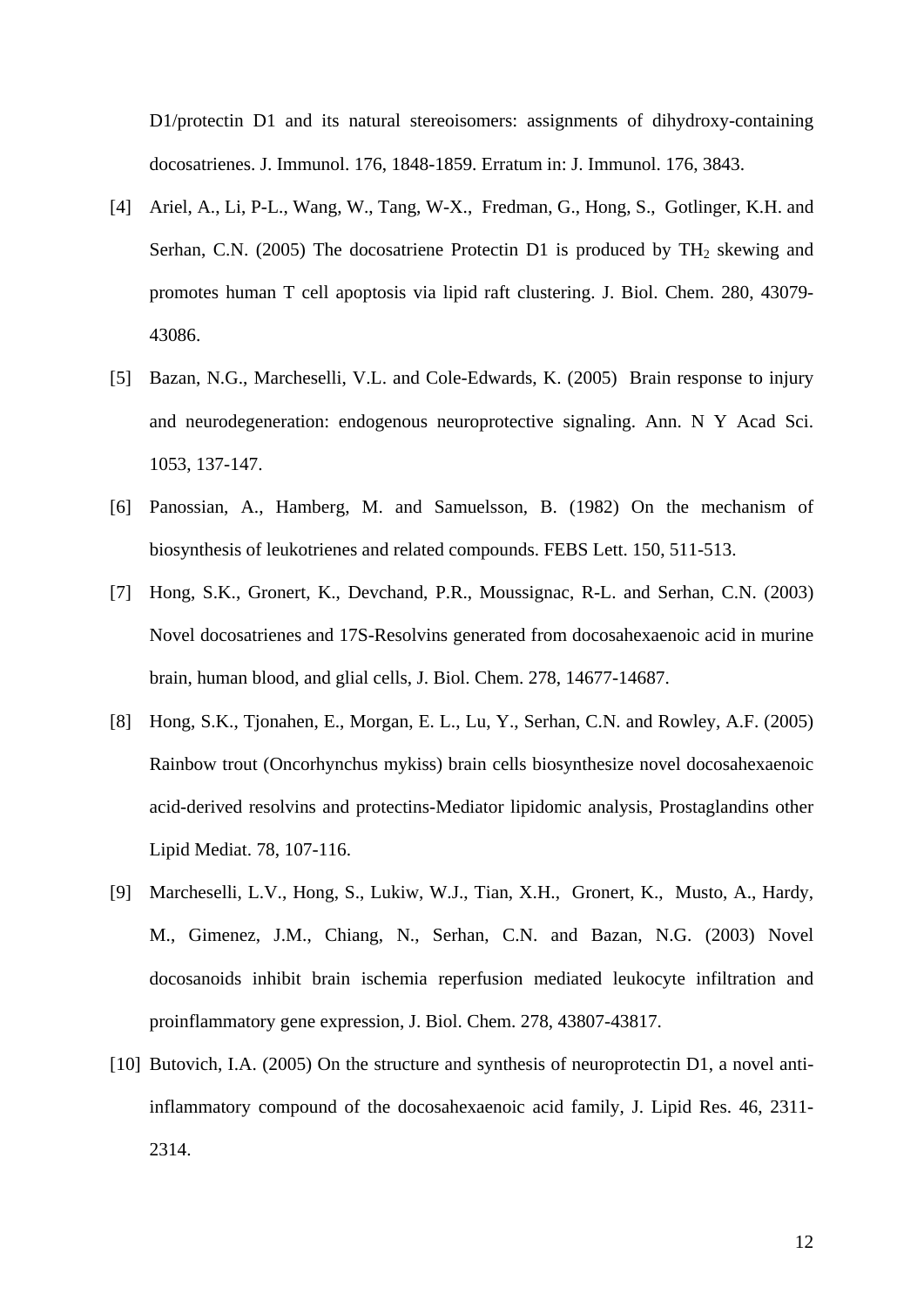D1/protectin D1 and its natural stereoisomers: assignments of dihydroxy-containing docosatrienes. J. Immunol. 176, 1848-1859. Erratum in: J. Immunol. 176, 3843.

[4] Ariel, A., Li, P-L., Wang, W., Tang, W-X., Fredman, G., Hong, S., Gotlinger, K.H. and Serhan, C.N. (2005) The docosatriene Protectin D1 is produced by $TH_2$ skewing and promotes human T cell apoptosis via lipid raft clustering. J. Biol. Chem. 280, 43079-43086.

[5] Bazan, N.G., Marcheselli, V.L. and Cole-Edwards, K. (2005) Brain response to injury and neurodegeneration: endogenous neuroprotective signaling. Ann. N Y Acad Sci. 1053, 137-147.

[6] Panossian, A., Hamberg, M. and Samuelsson, B. (1982) On the mechanism of biosynthesis of leukotrienes and related compounds. FEBS Lett. 150, 511-513.

[7] Hong, S.K., Gronert, K., Devchand, P.R., Moussignac, R-L. and Serhan, C.N. (2003) Novel docosatrienes and 17S-Resolvins generated from docosahexaenoic acid in murine brain, human blood, and glial cells, J. Biol. Chem. 278, 14677-14687.

[8] Hong, S.K., Tjonahen, E., Morgan, E. L., Lu, Y., Serhan, C.N. and Rowley, A.F. (2005) Rainbow trout (Oncorhynchus mykiss) brain cells biosynthesize novel docosahexaenoic acid-derived resolvins and protectins-Mediator lipidomic analysis, Prostaglandins other Lipid Mediat. 78, 107-116.

[9] Marcheselli, L.V., Hong, S., Lukiw, W.J., Tian, X.H., Gronert, K., Musto, A., Hardy, M., Gimenez, J.M., Chiang, N., Serhan, C.N. and Bazan, N.G. (2003) Novel docosanoids inhibit brain ischemia reperfusion mediated leukocyte infiltration and proinflammatory gene expression, J. Biol. Chem. 278, 43807-43817.

[10] Butovich, I.A. (2005) On the structure and synthesis of neuroprotectin D1, a novel anti-inflammatory compound of the docosahexaenoic acid family, J. Lipid Res. 46, 2311-2314.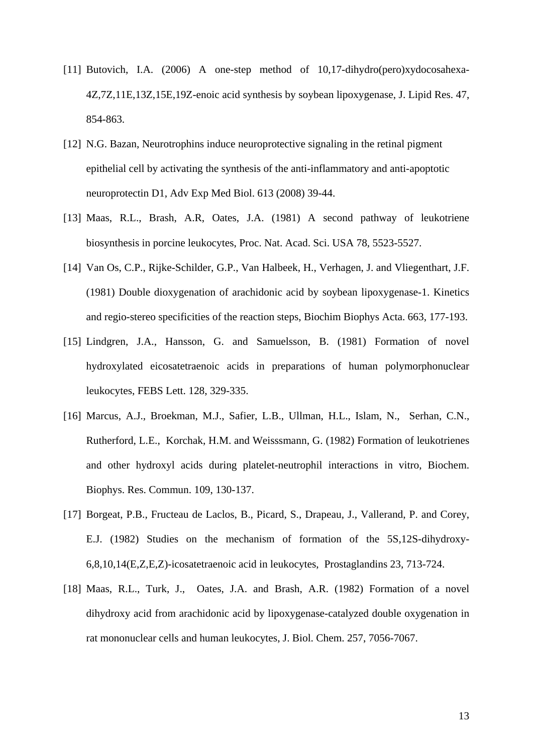[11] Butovich, I.A. (2006) A one-step method of 10,17-dihydro(pero)xydocosahexa-4Z,7Z,11E,13Z,15E,19Z-enoic acid synthesis by soybean lipoxygenase, J. Lipid Res. 47, 854-863.

[12] N.G. Bazan, Neurotrophins induce neuroprotective signaling in the retinal pigment epithelial cell by activating the synthesis of the anti-inflammatory and anti-apoptotic neuroprotectin D1, Adv Exp Med Biol. 613 (2008) 39-44.

[13] Maas, R.L., Brash, A.R, Oates, J.A. (1981) A second pathway of leukotriene biosynthesis in porcine leukocytes, Proc. Nat. Acad. Sci. USA 78, 5523-5527.

[14] Van Os, C.P., Rijke-Schilder, G.P., Van Halbeek, H., Verhagen, J. and Vliegenthart, J.F. (1981) Double dioxygenation of arachidonic acid by soybean lipoxygenase-1. Kinetics and regio-stereo specificities of the reaction steps, Biochim Biophys Acta. 663, 177-193.

[15] Lindgren, J.A., Hansson, G. and Samuelsson, B. (1981) Formation of novel hydroxylated eicosatetraenoic acids in preparations of human polymorphonuclear leukocytes, FEBS Lett. 128, 329-335.

[16] Marcus, A.J., Broekman, M.J., Safier, L.B., Ullman, H.L., Islam, N., Serhan, C.N., Rutherford, L.E., Korchak, H.M. and Weisssmann, G. (1982) Formation of leukotrienes and other hydroxyl acids during platelet-neutrophil interactions in vitro, Biochem. Biophys. Res. Commun. 109, 130-137.

[17] Borgeat, P.B., Fructeau de Laclos, B., Picard, S., Drapeau, J., Vallerand, P. and Corey, E.J. (1982) Studies on the mechanism of formation of the 5S,12S-dihydroxy-6,8,10,14(E,Z,E,Z)-icosatetraenoic acid in leukocytes, Prostaglandins 23, 713-724.

[18] Maas, R.L., Turk, J., Oates, J.A. and Brash, A.R. (1982) Formation of a novel dihydroxy acid from arachidonic acid by lipoxygenase-catalyzed double oxygenation in rat mononuclear cells and human leukocytes, J. Biol. Chem. 257, 7056-7067.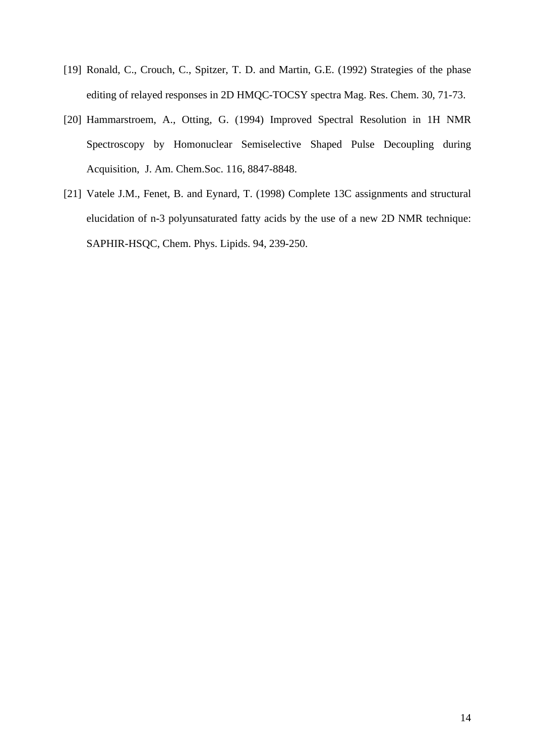[19] Ronald, C., Crouch, C., Spitzer, T. D. and Martin, G.E. (1992) Strategies of the phase editing of relayed responses in 2D HMQC-TOCSY spectra Mag. Res. Chem. 30, 71-73.

[20] Hammarstroem, A., Otting, G. (1994) Improved Spectral Resolution in 1H NMR Spectroscopy by Homonuclear Semiselective Shaped Pulse Decoupling during Acquisition, J. Am. Chem.Soc. 116, 8847-8848.

[21] Vatele J.M., Fenet, B. and Eynard, T. (1998) Complete 13C assignments and structural elucidation of n-3 polyunsaturated fatty acids by the use of a new 2D NMR technique: SAPHIR-HSQC, Chem. Phys. Lipids. 94, 239-250.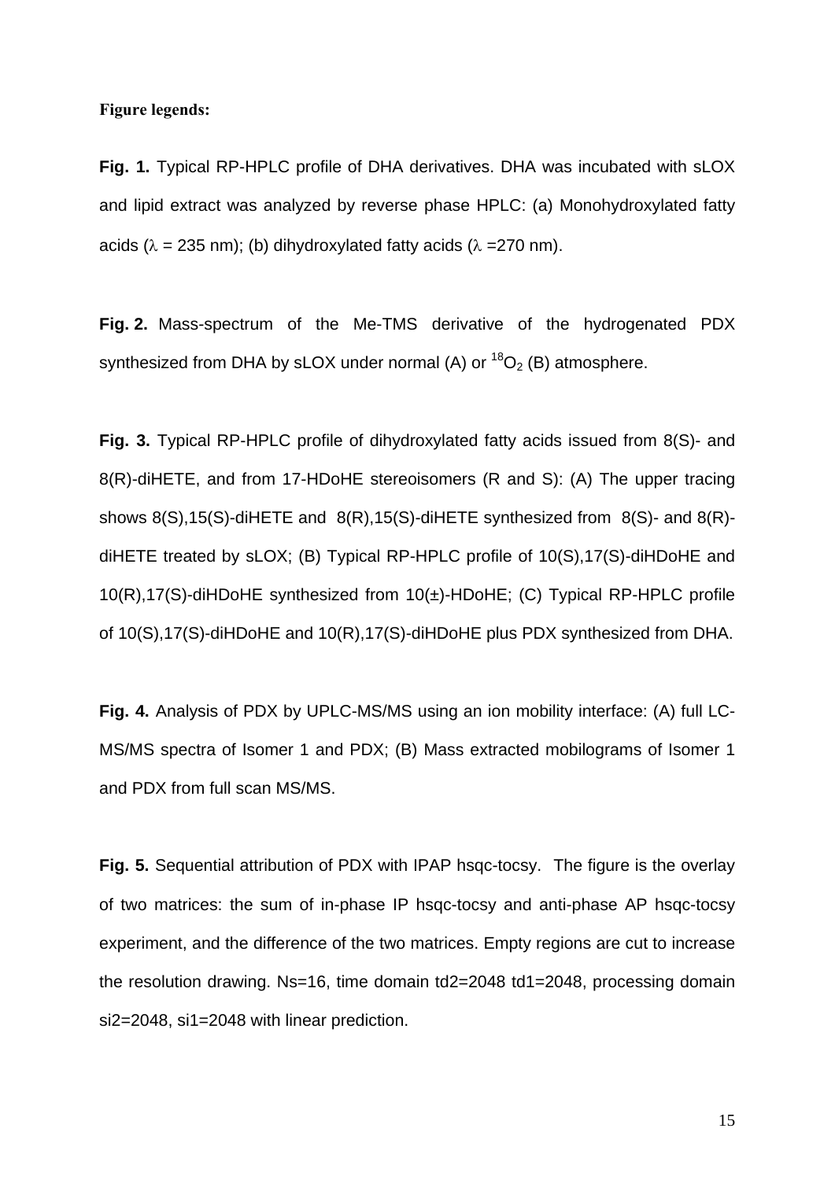**Figure legends:**

**Fig. 1.** Typical RP-HPLC profile of DHA derivatives. DHA was incubated with sLOX and lipid extract was analyzed by reverse phase HPLC: (a) Monohydroxylated fatty acids ($\lambda$ = 235 nm); (b) dihydroxylated fatty acids ($\lambda$ =270 nm).

**Fig. 2.** Mass-spectrum of the Me-TMS derivative of the hydrogenated PDX synthesized from DHA by sLOX under normal (A) or $^{18}O_2$ (B) atmosphere.

**Fig. 3.** Typical RP-HPLC profile of dihydroxylated fatty acids issued from 8(S)- and 8(R)-diHETE, and from 17-HDoHE stereoisomers (R and S): (A) The upper tracing shows 8(S),15(S)-diHETE and 8(R),15(S)-diHETE synthesized from 8(S)- and 8(R)-diHETE treated by sLOX; (B) Typical RP-HPLC profile of 10(S),17(S)-diHDoHE and 10(R),17(S)-diHDoHE synthesized from 10(±)-HDoHE; (C) Typical RP-HPLC profile of 10(S),17(S)-diHDoHE and 10(R),17(S)-diHDoHE plus PDX synthesized from DHA.

**Fig. 4.** Analysis of PDX by UPLC-MS/MS using an ion mobility interface: (A) full LC-MS/MS spectra of Isomer 1 and PDX; (B) Mass extracted mobilograms of Isomer 1 and PDX from full scan MS/MS.

**Fig. 5.** Sequential attribution of PDX with IPAP hsqc-tocsy. The figure is the overlay of two matrices: the sum of in-phase IP hsqc-tocsy and anti-phase AP hsqc-tocsy experiment, and the difference of the two matrices. Empty regions are cut to increase the resolution drawing. Ns=16, time domain td2=2048 td1=2048, processing domain si2=2048, si1=2048 with linear prediction.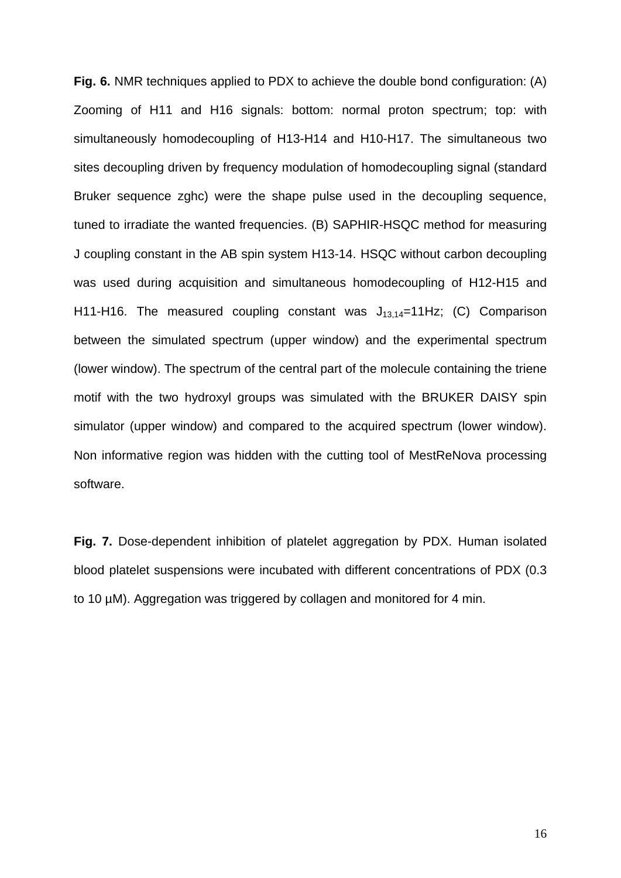**Fig. 6.** NMR techniques applied to PDX to achieve the double bond configuration: (A) Zooming of H11 and H16 signals: bottom: normal proton spectrum; top: with simultaneously homodecoupling of H13-H14 and H10-H17. The simultaneous two sites decoupling driven by frequency modulation of homodecoupling signal (standard Bruker sequence zghc) were the shape pulse used in the decoupling sequence, tuned to irradiate the wanted frequencies. (B) SAPHIR-HSQC method for measuring J coupling constant in the AB spin system H13-14. HSQC without carbon decoupling was used during acquisition and simultaneous homodecoupling of H12-H15 and H11-H16. The measured coupling constant was $J_{13,14}$=11Hz; (C) Comparison between the simulated spectrum (upper window) and the experimental spectrum (lower window). The spectrum of the central part of the molecule containing the triene motif with the two hydroxyl groups was simulated with the BRUKER DAISY spin simulator (upper window) and compared to the acquired spectrum (lower window). Non informative region was hidden with the cutting tool of MestReNova processing software.

**Fig. 7.** Dose-dependent inhibition of platelet aggregation by PDX. Human isolated blood platelet suspensions were incubated with different concentrations of PDX (0.3 to 10 µM). Aggregation was triggered by collagen and monitored for 4 min.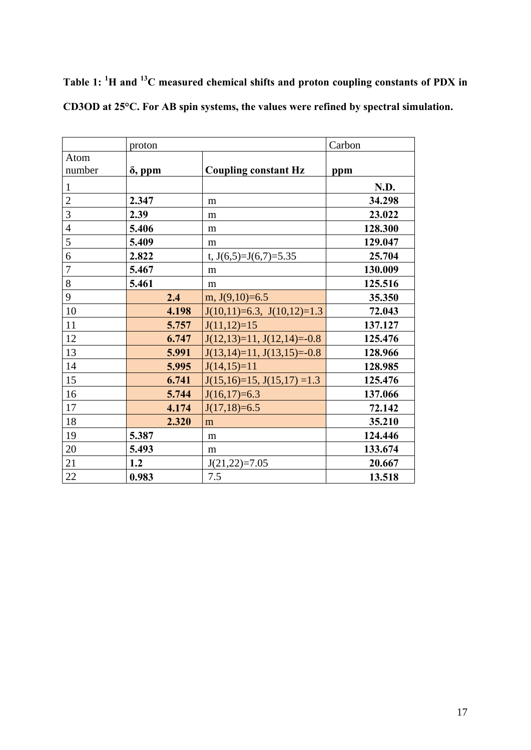**Table 1: $^{1}H$ and $^{13}C$ measured chemical shifts and proton coupling constants of PDX in CD3OD at 25°C. For AB spin systems, the values were refined by spectral simulation.**

| | proton | | Carbon |
|---|---|---|---|
| Atom number | **δ, ppm** | **Coupling constant Hz** | **ppm** |
| 1 | | | **N.D.** |
| 2 | **2.347** | m | **34.298** |
| 3 | **2.39** | m | **23.022** |
| 4 | **5.406** | m | **128.300** |
| 5 | **5.409** | m | **129.047** |
| 6 | **2.822** | t, J(6,5)=J(6,7)=5.35 | **25.704** |
| 7 | **5.467** | m | **130.009** |
| 8 | **5.461** | m | **125.516** |
| 9 | **2.4** | m, J(9,10)=6.5 | **35.350** |
| 10 | **4.198** | J(10,11)=6.3, J(10,12)=1.3 | **72.043** |
| 11 | **5.757** | J(11,12)=15 | **137.127** |
| 12 | **6.747** | J(12,13)=11, J(12,14)=-0.8 | **125.476** |
| 13 | **5.991** | J(13,14)=11, J(13,15)=-0.8 | **128.966** |
| 14 | **5.995** | J(14,15)=11 | **128.985** |
| 15 | **6.741** | J(15,16)=15, J(15,17) =1.3 | **125.476** |
| 16 | **5.744** | J(16,17)=6.3 | **137.066** |
| 17 | **4.174** | J(17,18)=6.5 | **72.142** |
| 18 | **2.320** | m | **35.210** |
| 19 | **5.387** | m | **124.446** |
| 20 | **5.493** | m | **133.674** |
| 21 | **1.2** | J(21,22)=7.05 | **20.667** |
| 22 | **0.983** | 7.5 | **13.518** |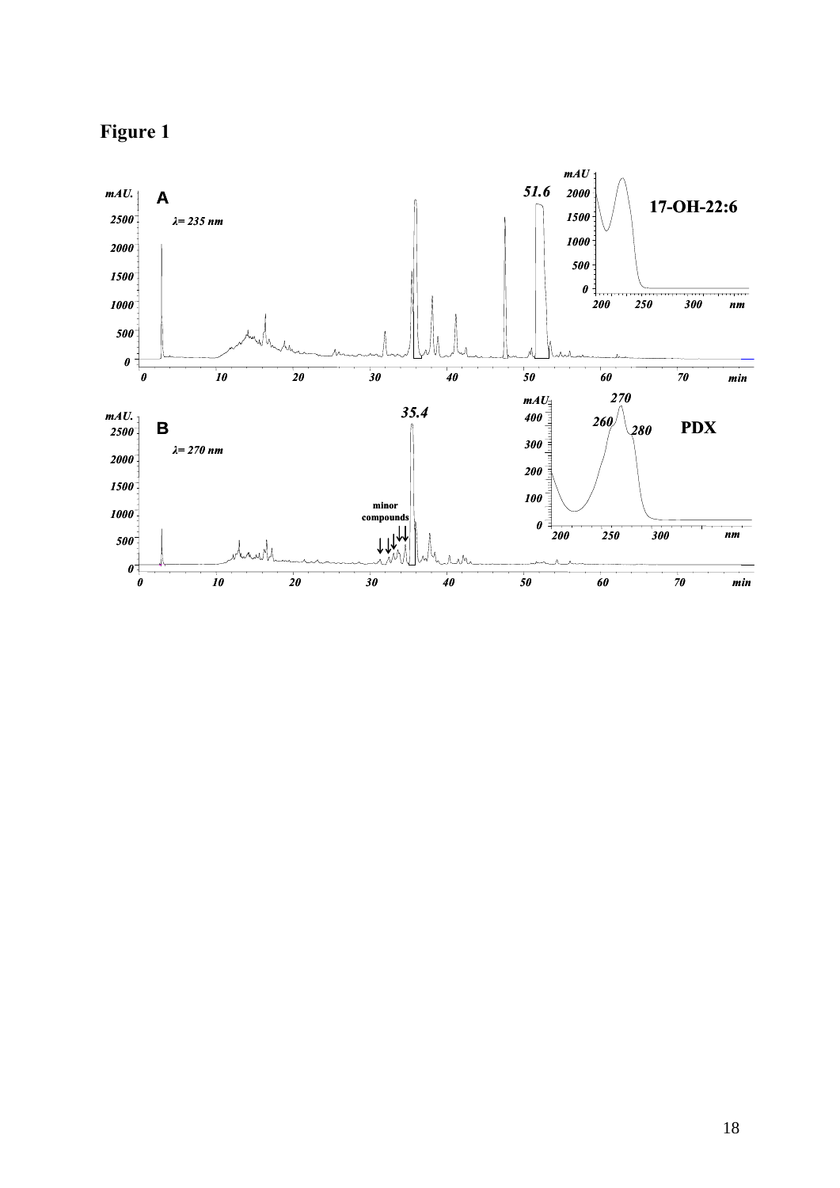# Figure 1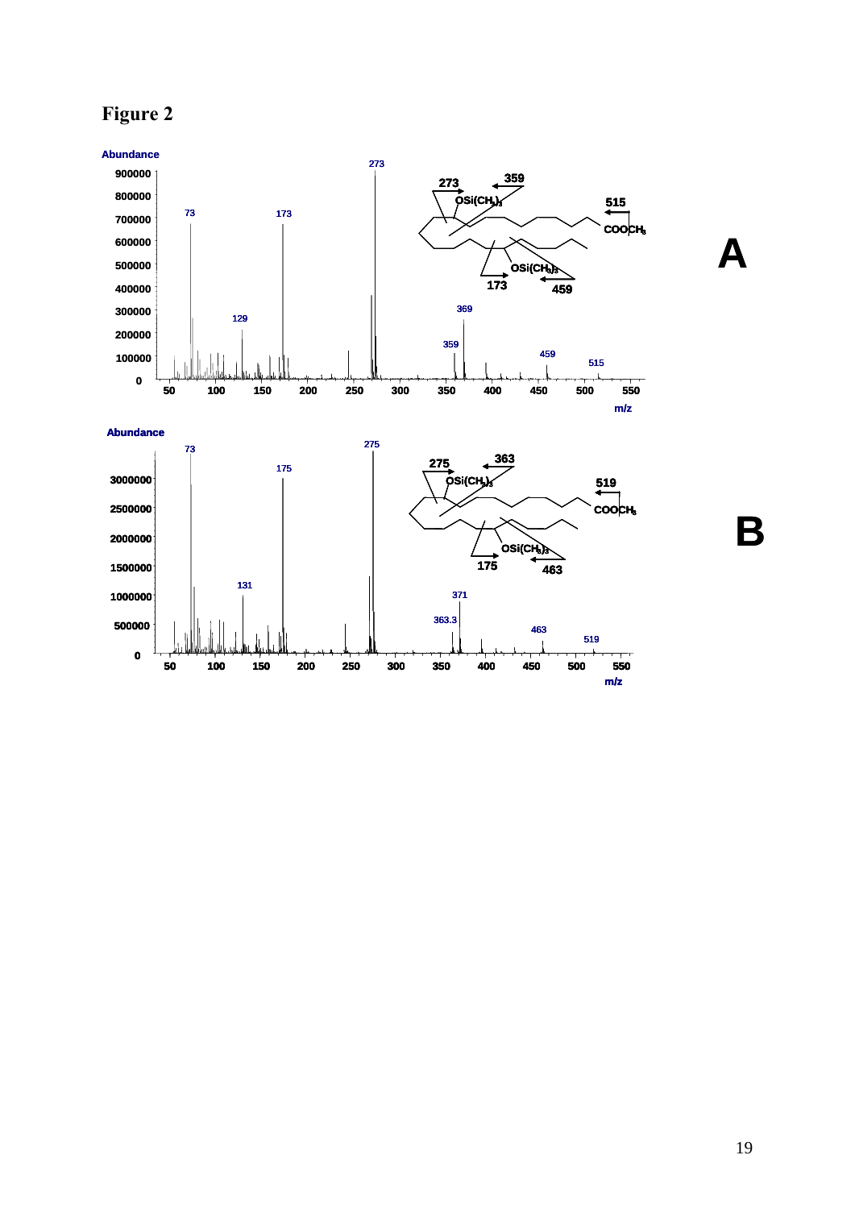# Figure 2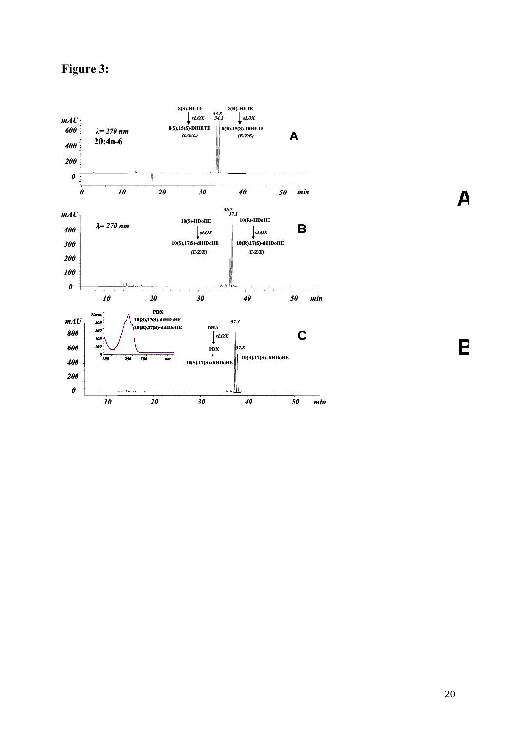**Figure 3:**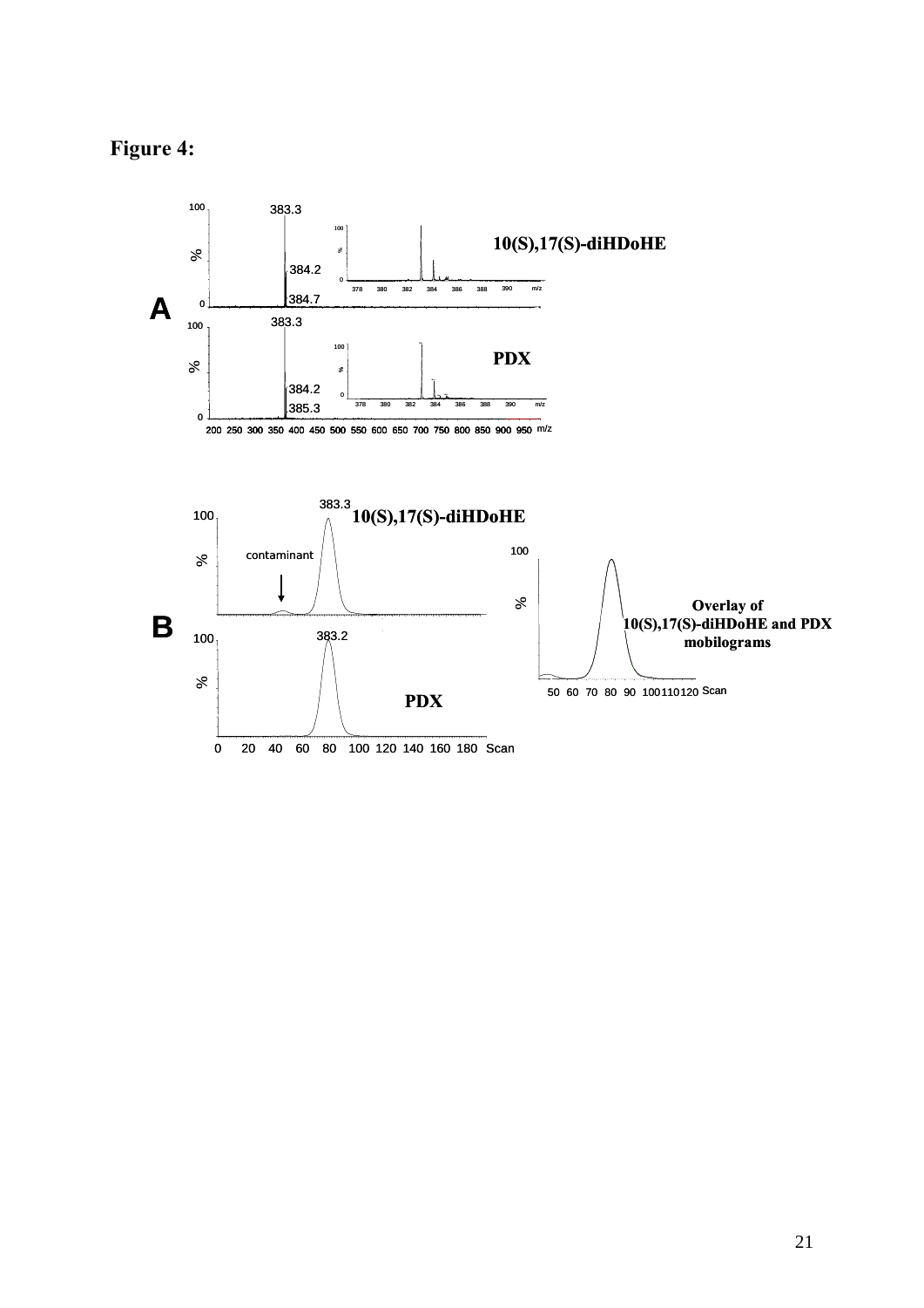**Figure 4:**

A

383.3

10(S),17(S)-diHDoHE

384.2

384.7

383.3

PDX

384.2

385.3

B

383.3

10(S),17(S)-diHDoHE

contaminant

383.2

PDX

Overlay of 10(S),17(S)-diHDoHE and PDX mobilograms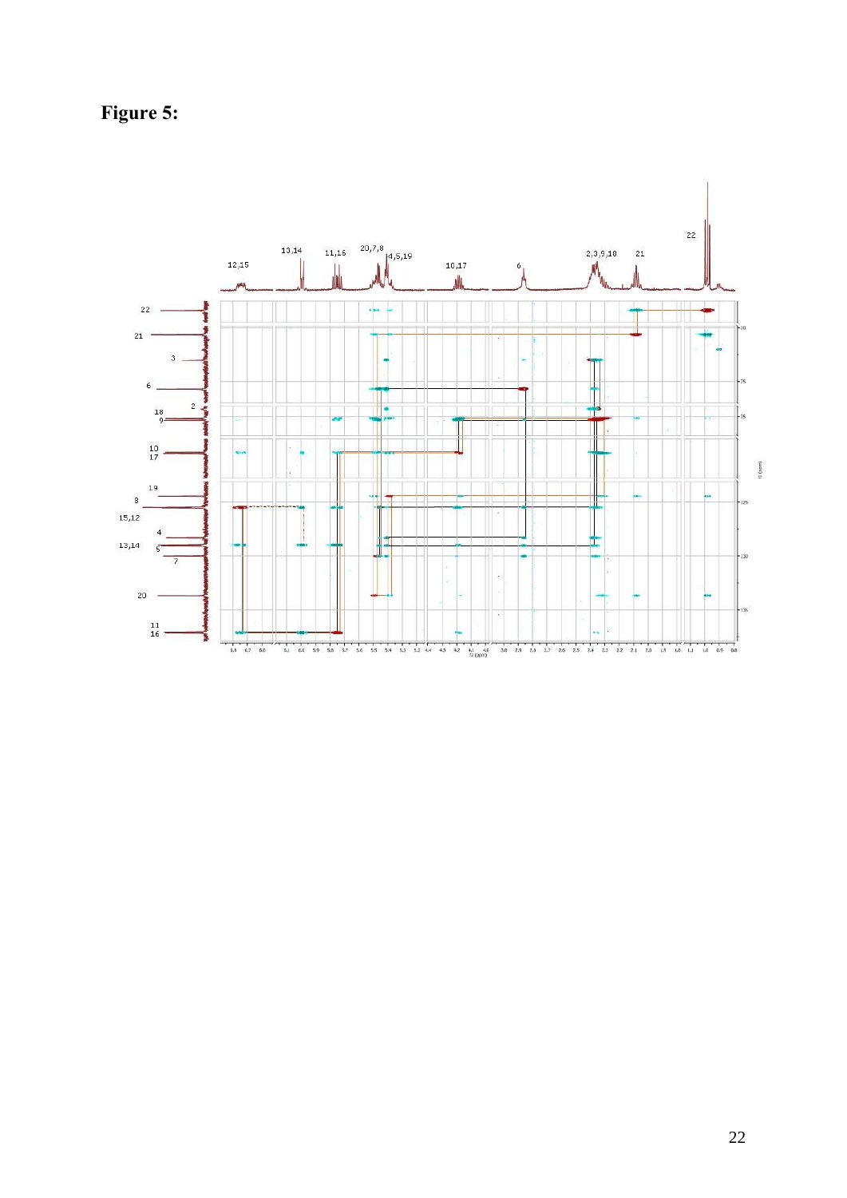**Figure 5:**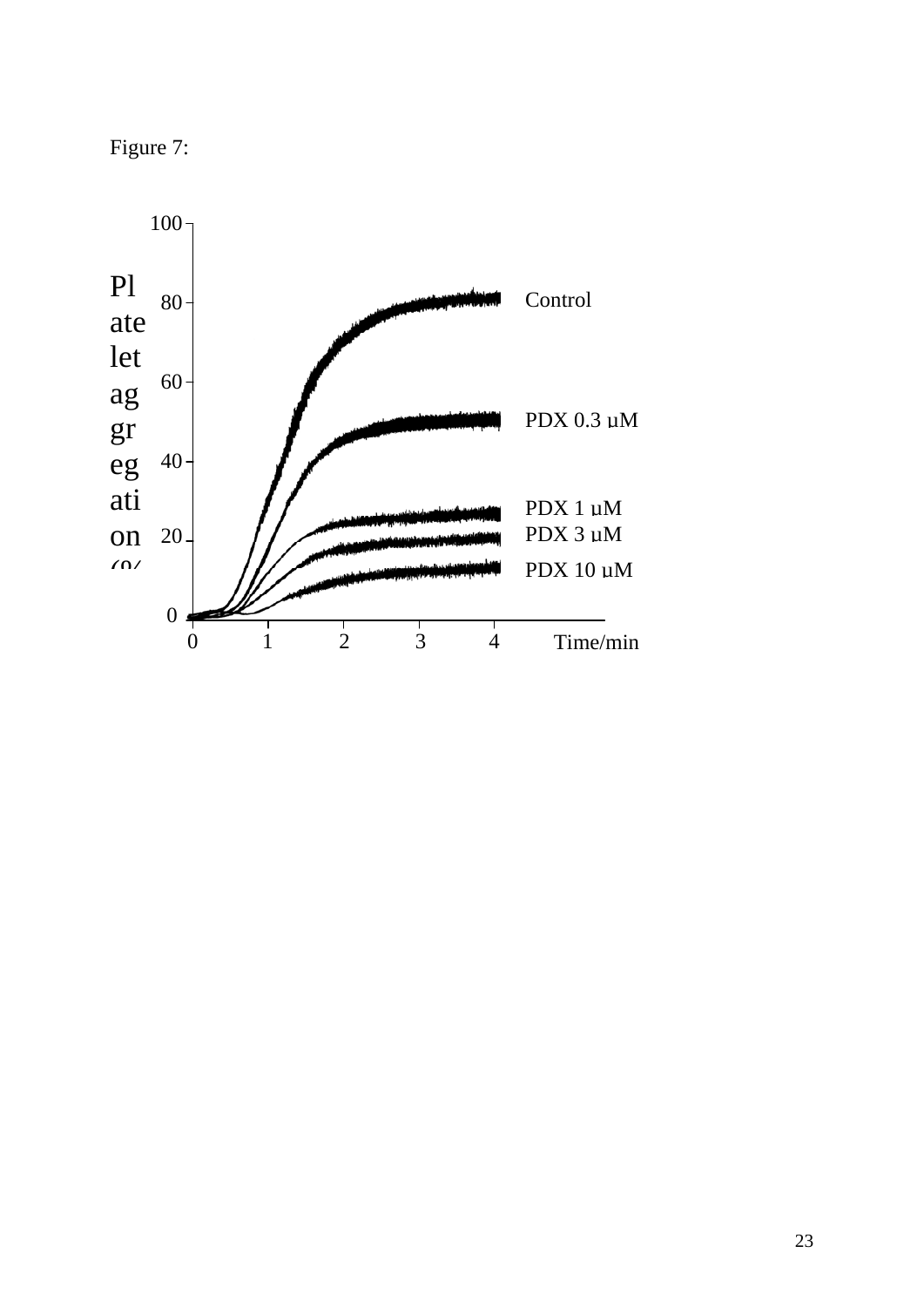Figure 7:

Platelet aggregation (%

100

80

60

40

20

0

0

1

2

3

4

Time/min

Control

PDX 0.3 µM

PDX 1 µM

PDX 3 µM

PDX 10 µM